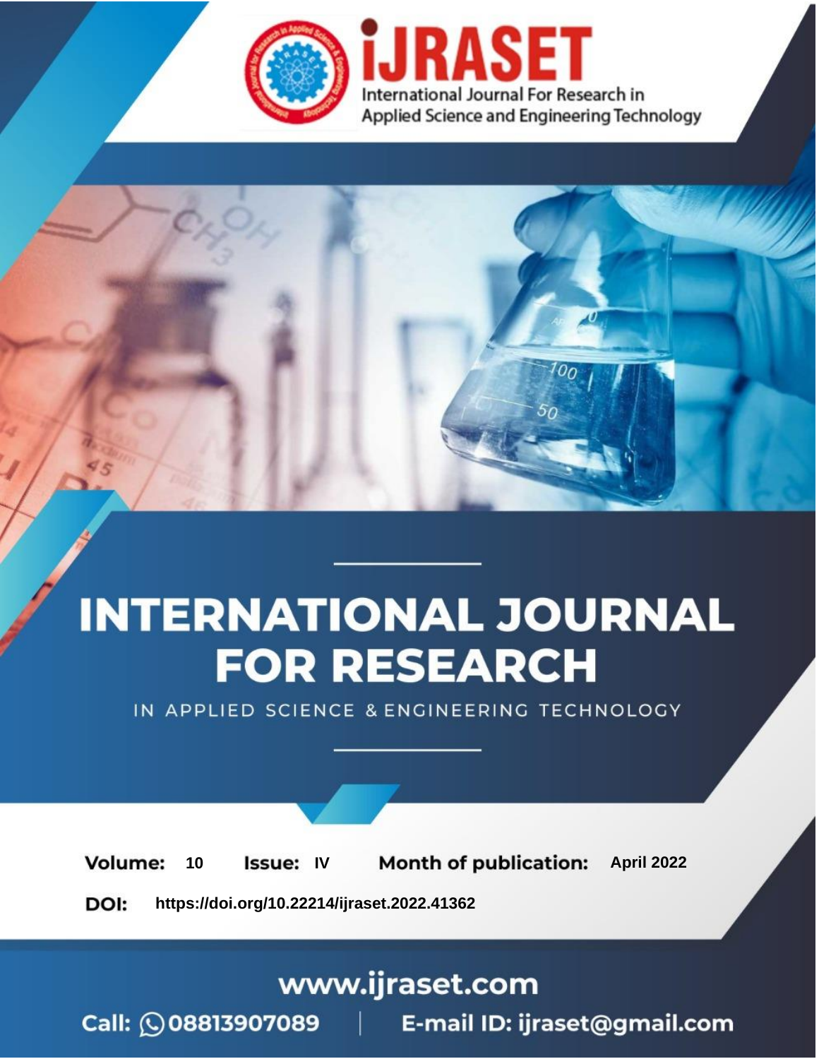iJRASET

International Journal For Research in Applied Science and Engineering Technology

# INTERNATIONAL JOURNAL FOR RESEARCH

IN APPLIED SCIENCE & ENGINEERING TECHNOLOGY

**Volume:** 10 **Issue:** IV **Month of publication:** April 2022

**DOI:** https://doi.org/10.22214/ijraset.2022.41362

www.ijraset.com

Call: 08813907089 | E-mail ID: ijraset@gmail.com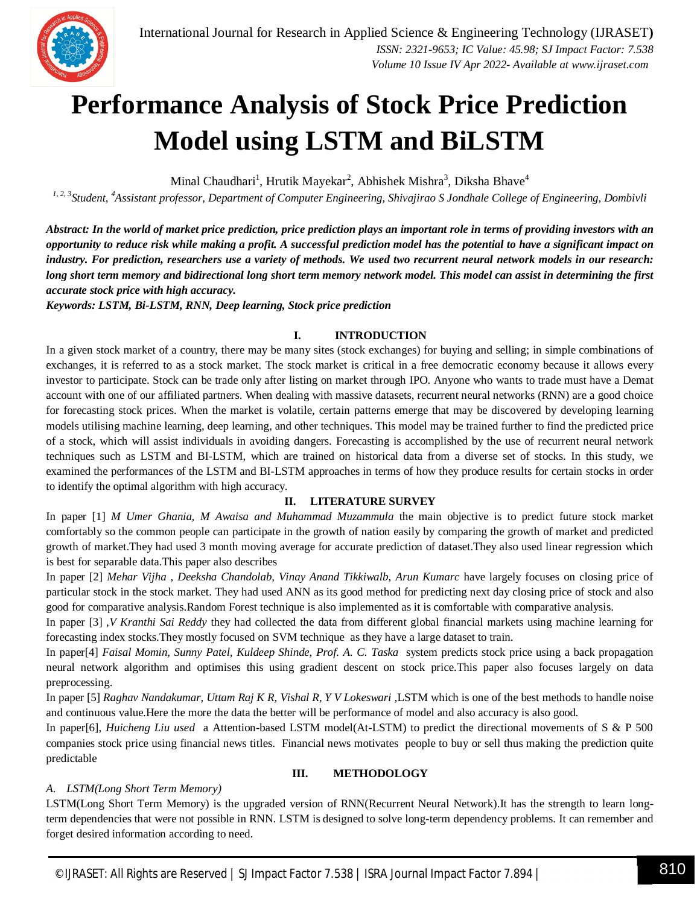# Performance Analysis of Stock Price Prediction Model using LSTM and BiLSTM

Minal Chaudhari[1], Hrutik Mayekar[2], Abhishek Mishra[3], Diksha Bhave[4]

[1, 2, 3]*Student,* [4]*Assistant professor, Department of Computer Engineering, Shivajirao S Jondhale College of Engineering, Dombivli*

***Abstract:** In the world of market price prediction, price prediction plays an important role in terms of providing investors with an opportunity to reduce risk while making a profit. A successful prediction model has the potential to have a significant impact on industry. For prediction, researchers use a variety of methods. We used two recurrent neural network models in our research: long short term memory and bidirectional long short term memory network model. This model can assist in determining the first accurate stock price with high accuracy.*

***Keywords:** LSTM, Bi-LSTM, RNN, Deep learning, Stock price prediction*

## I. INTRODUCTION

In a given stock market of a country, there may be many sites (stock exchanges) for buying and selling; in simple combinations of exchanges, it is referred to as a stock market. The stock market is critical in a free democratic economy because it allows every investor to participate. Stock can be trade only after listing on market through IPO. Anyone who wants to trade must have a Demat account with one of our affiliated partners. When dealing with massive datasets, recurrent neural networks (RNN) are a good choice for forecasting stock prices. When the market is volatile, certain patterns emerge that may be discovered by developing learning models utilising machine learning, deep learning, and other techniques. This model may be trained further to find the predicted price of a stock, which will assist individuals in avoiding dangers. Forecasting is accomplished by the use of recurrent neural network techniques such as LSTM and BI-LSTM, which are trained on historical data from a diverse set of stocks. In this study, we examined the performances of the LSTM and BI-LSTM approaches in terms of how they produce results for certain stocks in order to identify the optimal algorithm with high accuracy.

## II. LITERATURE SURVEY

In paper [1] *M Umer Ghania, M Awaisa and Muhammad Muzammula* the main objective is to predict future stock market comfortably so the common people can participate in the growth of nation easily by comparing the growth of market and predicted growth of market.They had used 3 month moving average for accurate prediction of dataset.They also used linear regression which is best for separable data.This paper also describes

In paper [2] *Mehar Vijha , Deeksha Chandolab, Vinay Anand Tikkiwalb, Arun Kumarc* have largely focuses on closing price of particular stock in the stock market. They had used ANN as its good method for predicting next day closing price of stock and also good for comparative analysis.Random Forest technique is also implemented as it is comfortable with comparative analysis.

In paper [3] ,*V Kranthi Sai Reddy* they had collected the data from different global financial markets using machine learning for forecasting index stocks.They mostly focused on SVM technique as they have a large dataset to train.

In paper[4] *Faisal Momin, Sunny Patel, Kuldeep Shinde, Prof. A. C. Taska* system predicts stock price using a back propagation neural network algorithm and optimises this using gradient descent on stock price.This paper also focuses largely on data preprocessing.

In paper [5] *Raghav Nandakumar, Uttam Raj K R, Vishal R, Y V Lokeswari* ,LSTM which is one of the best methods to handle noise and continuous value.Here the more the data the better will be performance of model and also accuracy is also good.

In paper[6], *Huicheng Liu used* a Attention-based LSTM model(At-LSTM) to predict the directional movements of S & P 500 companies stock price using financial news titles. Financial news motivates people to buy or sell thus making the prediction quite predictable

## III. METHODOLOGY

### A. LSTM(Long Short Term Memory)

LSTM(Long Short Term Memory) is the upgraded version of RNN(Recurrent Neural Network).It has the strength to learn long-term dependencies that were not possible in RNN. LSTM is designed to solve long-term dependency problems. It can remember and forget desired information according to need.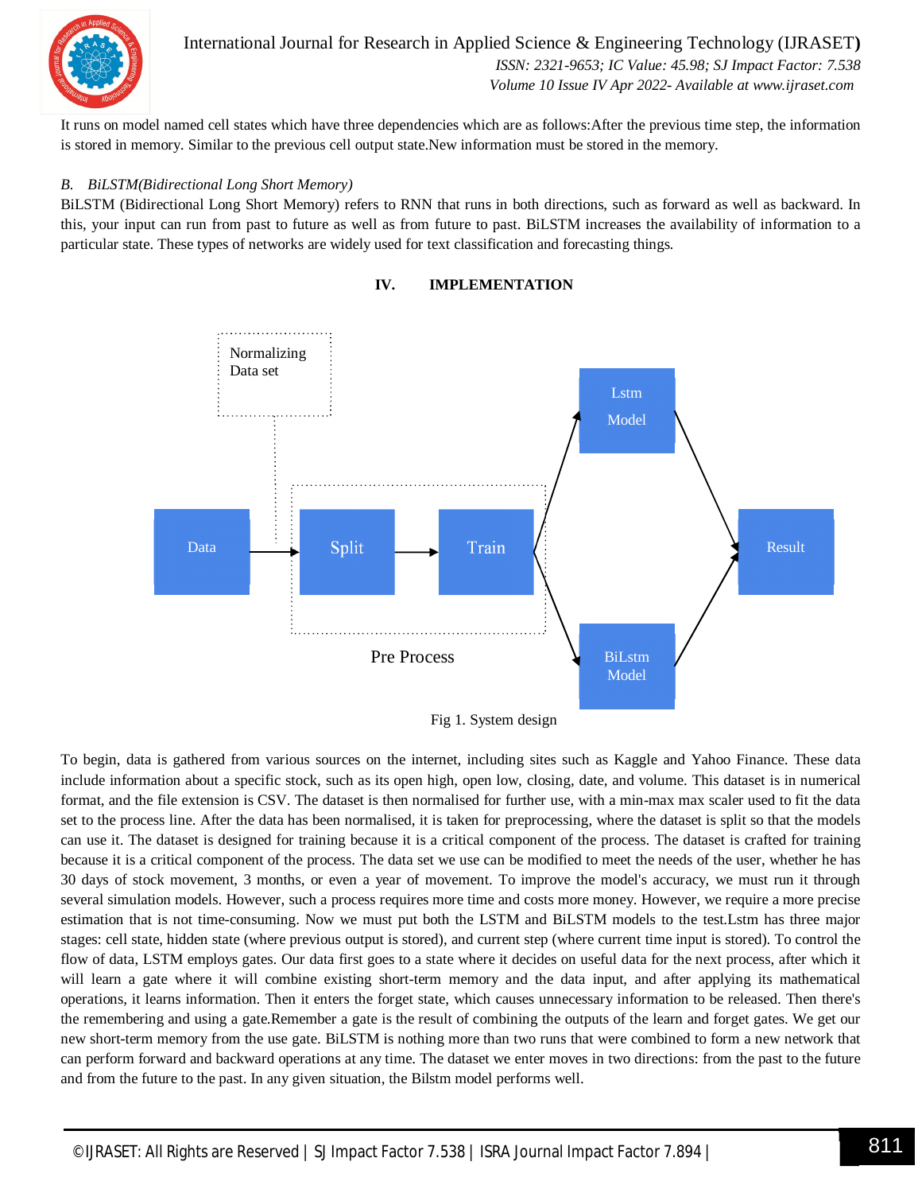It runs on model named cell states which have three dependencies which are as follows:After the previous time step, the information is stored in memory. Similar to the previous cell output state.New information must be stored in the memory.

### B. BiLSTM(Bidirectional Long Short Memory)

BiLSTM (Bidirectional Long Short Memory) refers to RNN that runs in both directions, such as forward as well as backward. In this, your input can run from past to future as well as from future to past. BiLSTM increases the availability of information to a particular state. These types of networks are widely used for text classification and forecasting things.

## IV. IMPLEMENTATION

Fig 1. System design

To begin, data is gathered from various sources on the internet, including sites such as Kaggle and Yahoo Finance. These data include information about a specific stock, such as its open high, open low, closing, date, and volume. This dataset is in numerical format, and the file extension is CSV. The dataset is then normalised for further use, with a min-max max scaler used to fit the data set to the process line. After the data has been normalised, it is taken for preprocessing, where the dataset is split so that the models can use it. The dataset is designed for training because it is a critical component of the process. The dataset is crafted for training because it is a critical component of the process. The data set we use can be modified to meet the needs of the user, whether he has 30 days of stock movement, 3 months, or even a year of movement. To improve the model's accuracy, we must run it through several simulation models. However, such a process requires more time and costs more money. However, we require a more precise estimation that is not time-consuming. Now we must put both the LSTM and BiLSTM models to the test.Lstm has three major stages: cell state, hidden state (where previous output is stored), and current step (where current time input is stored). To control the flow of data, LSTM employs gates. Our data first goes to a state where it decides on useful data for the next process, after which it will learn a gate where it will combine existing short-term memory and the data input, and after applying its mathematical operations, it learns information. Then it enters the forget state, which causes unnecessary information to be released. Then there's the remembering and using a gate.Remember a gate is the result of combining the outputs of the learn and forget gates. We get our new short-term memory from the use gate. BiLSTM is nothing more than two runs that were combined to form a new network that can perform forward and backward operations at any time. The dataset we enter moves in two directions: from the past to the future and from the future to the past. In any given situation, the Bilstm model performs well.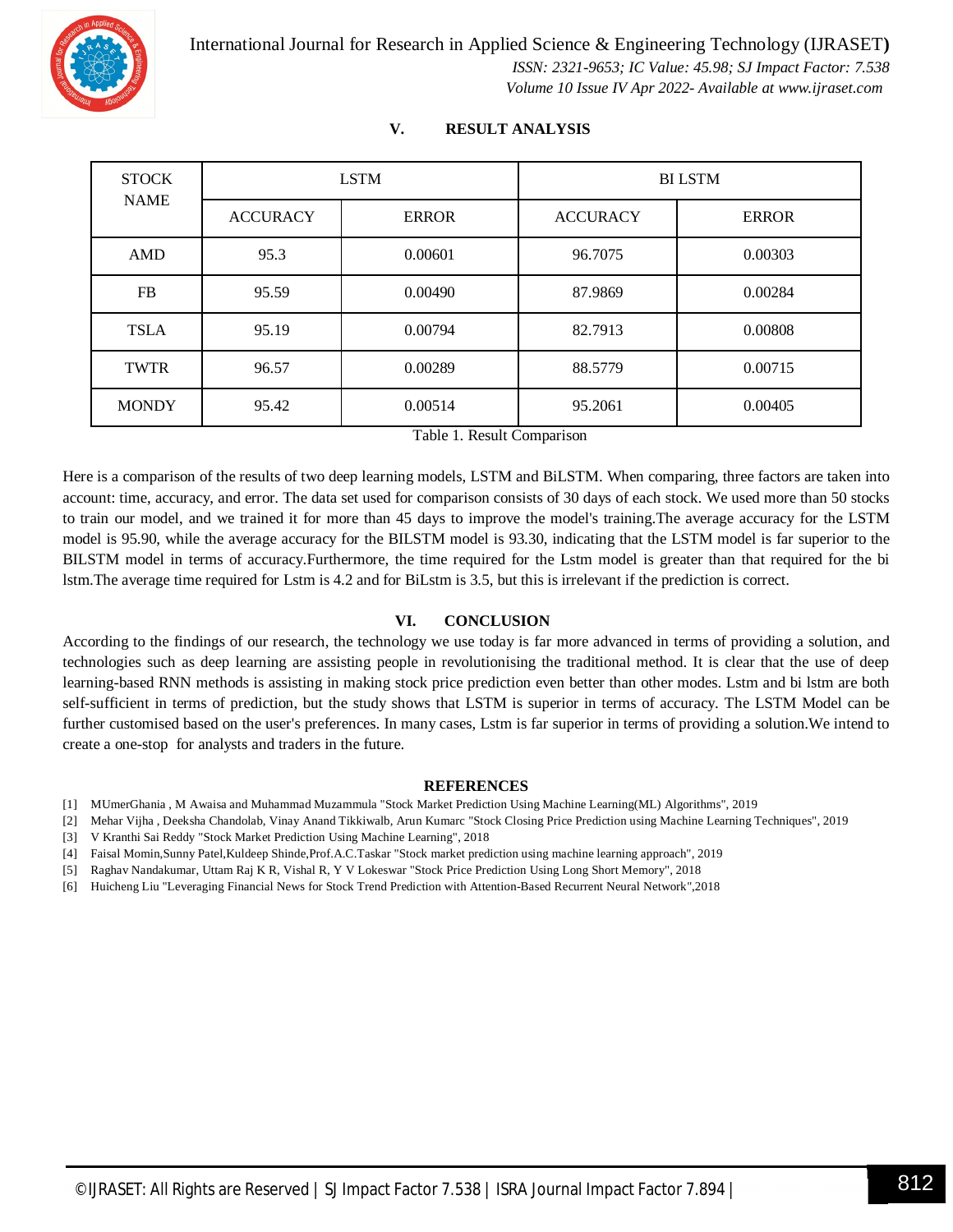## V. RESULT ANALYSIS

| STOCK NAME | LSTM | | BI LSTM | |
|---|---|---|---|---|
| | ACCURACY | ERROR | ACCURACY | ERROR |
| AMD | 95.3 | 0.00601 | 96.7075 | 0.00303 |
| FB | 95.59 | 0.00490 | 87.9869 | 0.00284 |
| TSLA | 95.19 | 0.00794 | 82.7913 | 0.00808 |
| TWTR | 96.57 | 0.00289 | 88.5779 | 0.00715 |
| MONDY | 95.42 | 0.00514 | 95.2061 | 0.00405 |

Table 1. Result Comparison

Here is a comparison of the results of two deep learning models, LSTM and BiLSTM. When comparing, three factors are taken into account: time, accuracy, and error. The data set used for comparison consists of 30 days of each stock. We used more than 50 stocks to train our model, and we trained it for more than 45 days to improve the model's training.The average accuracy for the LSTM model is 95.90, while the average accuracy for the BILSTM model is 93.30, indicating that the LSTM model is far superior to the BILSTM model in terms of accuracy.Furthermore, the time required for the Lstm model is greater than that required for the bi lstm.The average time required for Lstm is 4.2 and for BiLstm is 3.5, but this is irrelevant if the prediction is correct.

## VI. CONCLUSION

According to the findings of our research, the technology we use today is far more advanced in terms of providing a solution, and technologies such as deep learning are assisting people in revolutionising the traditional method. It is clear that the use of deep learning-based RNN methods is assisting in making stock price prediction even better than other modes. Lstm and bi lstm are both self-sufficient in terms of prediction, but the study shows that LSTM is superior in terms of accuracy. The LSTM Model can be further customised based on the user's preferences. In many cases, Lstm is far superior in terms of providing a solution.We intend to create a one-stop for analysts and traders in the future.

## REFERENCES

[1] MUmerGhania , M Awaisa and Muhammad Muzammula "Stock Market Prediction Using Machine Learning(ML) Algorithms", 2019

[2] Mehar Vijha , Deeksha Chandolab, Vinay Anand Tikkiwalb, Arun Kumarc "Stock Closing Price Prediction using Machine Learning Techniques", 2019

[3] V Kranthi Sai Reddy "Stock Market Prediction Using Machine Learning", 2018

[4] Faisal Momin,Sunny Patel,Kuldeep Shinde,Prof.A.C.Taskar "Stock market prediction using machine learning approach", 2019

[5] Raghav Nandakumar, Uttam Raj K R, Vishal R, Y V Lokeswar "Stock Price Prediction Using Long Short Memory", 2018

[6] Huicheng Liu "Leveraging Financial News for Stock Trend Prediction with Attention-Based Recurrent Neural Network",2018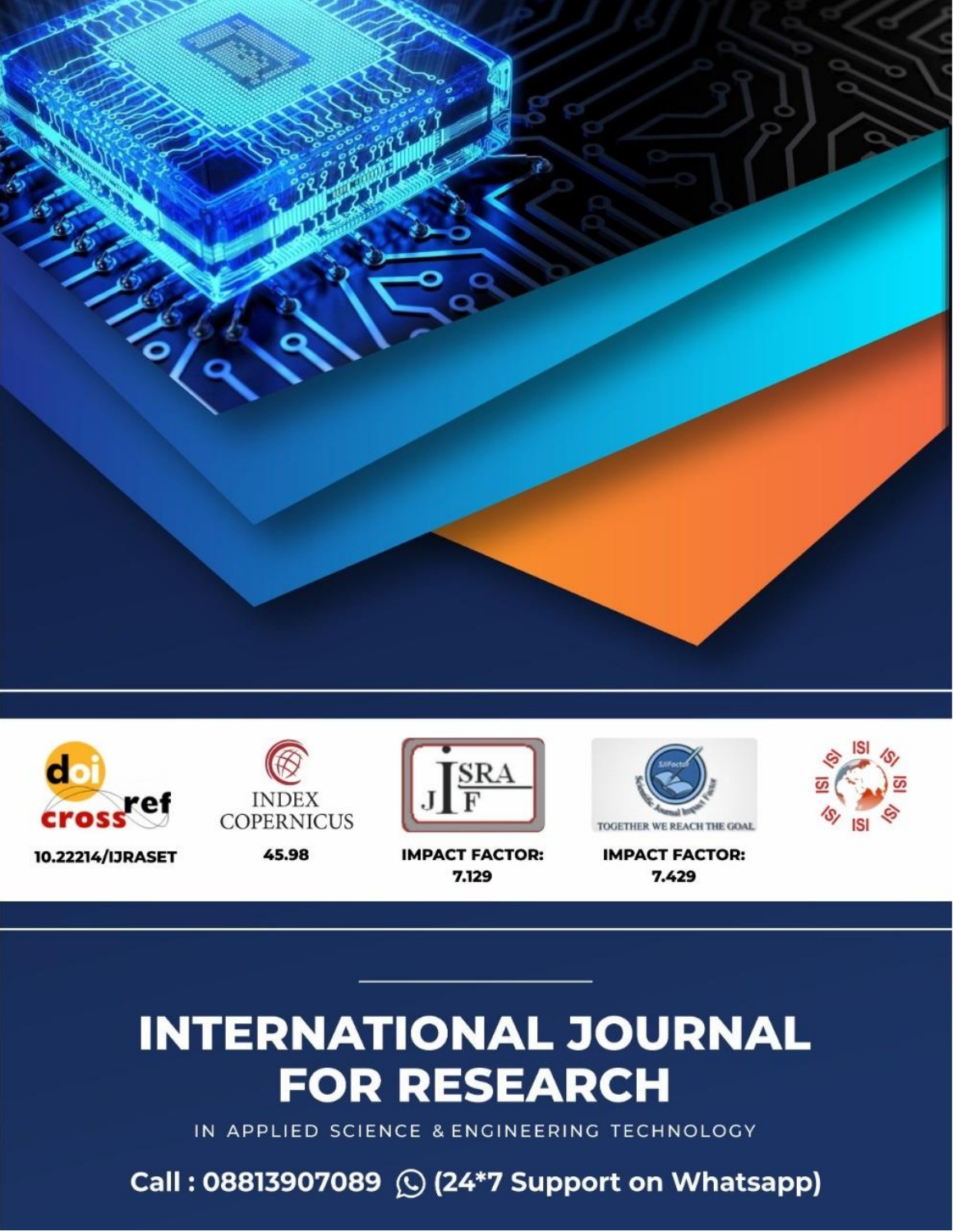10.22214/IJRASET

INDEX COPERNICUS

45.98

IMPACT FACTOR: 7.129

IMPACT FACTOR: 7.429

# INTERNATIONAL JOURNAL FOR RESEARCH

IN APPLIED SCIENCE & ENGINEERING TECHNOLOGY

Call : 08813907089 (24*7 Support on Whatsapp)